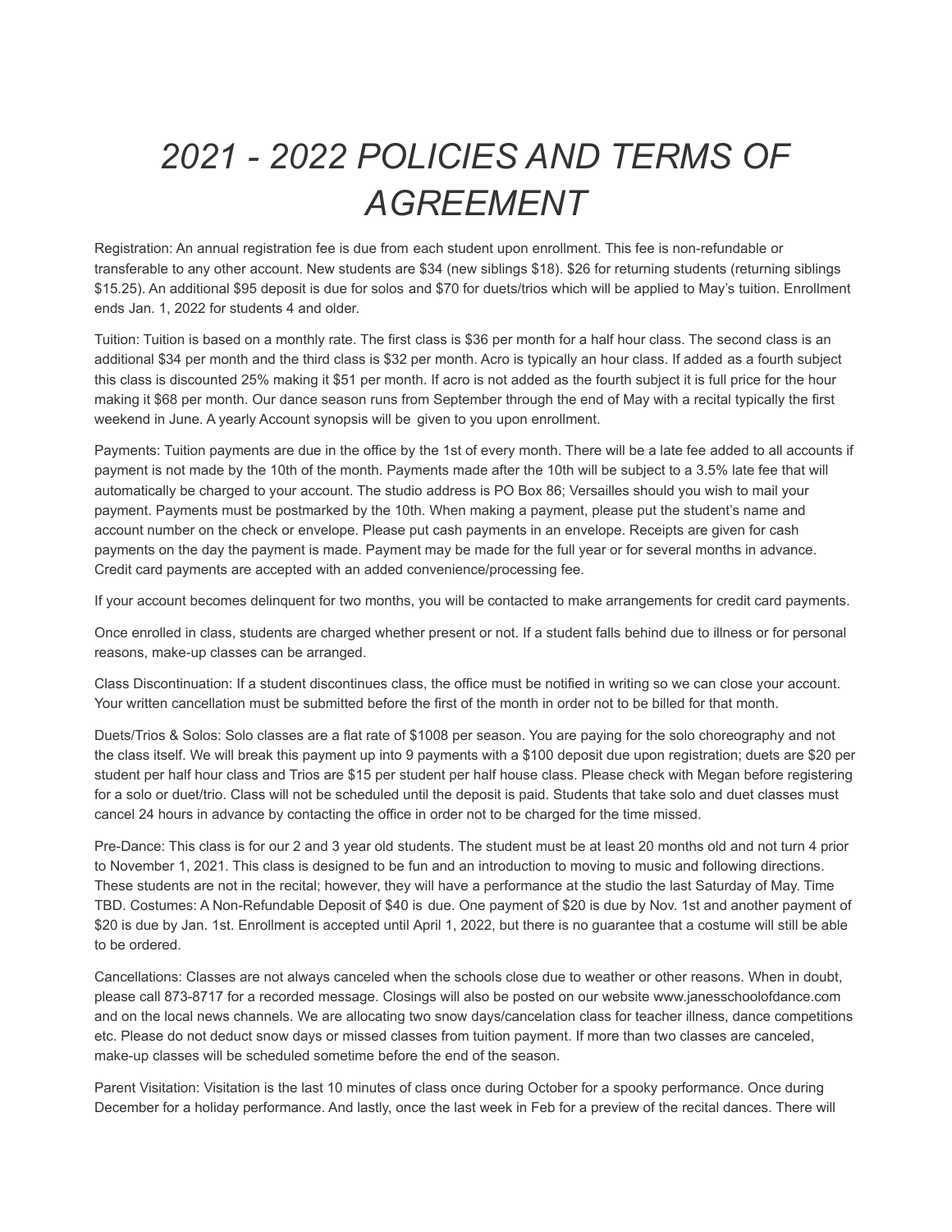# *2021 - 2022 POLICIES AND TERMS OF AGREEMENT*

Registration: An annual registration fee is due from each student upon enrollment. This fee is non-refundable or transferable to any other account. New students are $34 (new siblings $18). $26 for returning students (returning siblings $15.25). An additional $95 deposit is due for solos and $70 for duets/trios which will be applied to May's tuition. Enrollment ends Jan. 1, 2022 for students 4 and older.

Tuition: Tuition is based on a monthly rate. The first class is $36 per month for a half hour class. The second class is an additional $34 per month and the third class is $32 per month. Acro is typically an hour class. If added as a fourth subject this class is discounted 25% making it $51 per month. If acro is not added as the fourth subject it is full price for the hour making it $68 per month. Our dance season runs from September through the end of May with a recital typically the first weekend in June. A yearly Account synopsis will be given to you upon enrollment.

Payments: Tuition payments are due in the office by the 1st of every month. There will be a late fee added to all accounts if payment is not made by the 10th of the month. Payments made after the 10th will be subject to a 3.5% late fee that will automatically be charged to your account. The studio address is PO Box 86; Versailles should you wish to mail your payment. Payments must be postmarked by the 10th. When making a payment, please put the student's name and account number on the check or envelope. Please put cash payments in an envelope. Receipts are given for cash payments on the day the payment is made. Payment may be made for the full year or for several months in advance. Credit card payments are accepted with an added convenience/processing fee.

If your account becomes delinquent for two months, you will be contacted to make arrangements for credit card payments.

Once enrolled in class, students are charged whether present or not. If a student falls behind due to illness or for personal reasons, make-up classes can be arranged.

Class Discontinuation: If a student discontinues class, the office must be notified in writing so we can close your account. Your written cancellation must be submitted before the first of the month in order not to be billed for that month.

Duets/Trios & Solos: Solo classes are a flat rate of $1008 per season. You are paying for the solo choreography and not the class itself. We will break this payment up into 9 payments with a $100 deposit due upon registration; duets are $20 per student per half hour class and Trios are $15 per student per half house class. Please check with Megan before registering for a solo or duet/trio. Class will not be scheduled until the deposit is paid. Students that take solo and duet classes must cancel 24 hours in advance by contacting the office in order not to be charged for the time missed.

Pre-Dance: This class is for our 2 and 3 year old students. The student must be at least 20 months old and not turn 4 prior to November 1, 2021. This class is designed to be fun and an introduction to moving to music and following directions. These students are not in the recital; however, they will have a performance at the studio the last Saturday of May. Time TBD. Costumes: A Non-Refundable Deposit of $40 is due. One payment of $20 is due by Nov. 1st and another payment of $20 is due by Jan. 1st. Enrollment is accepted until April 1, 2022, but there is no guarantee that a costume will still be able to be ordered.

Cancellations: Classes are not always canceled when the schools close due to weather or other reasons. When in doubt, please call 873-8717 for a recorded message. Closings will also be posted on our website www.janesschoolofdance.com and on the local news channels. We are allocating two snow days/cancelation class for teacher illness, dance competitions etc. Please do not deduct snow days or missed classes from tuition payment. If more than two classes are canceled, make-up classes will be scheduled sometime before the end of the season.

Parent Visitation: Visitation is the last 10 minutes of class once during October for a spooky performance. Once during December for a holiday performance. And lastly, once the last week in Feb for a preview of the recital dances. There will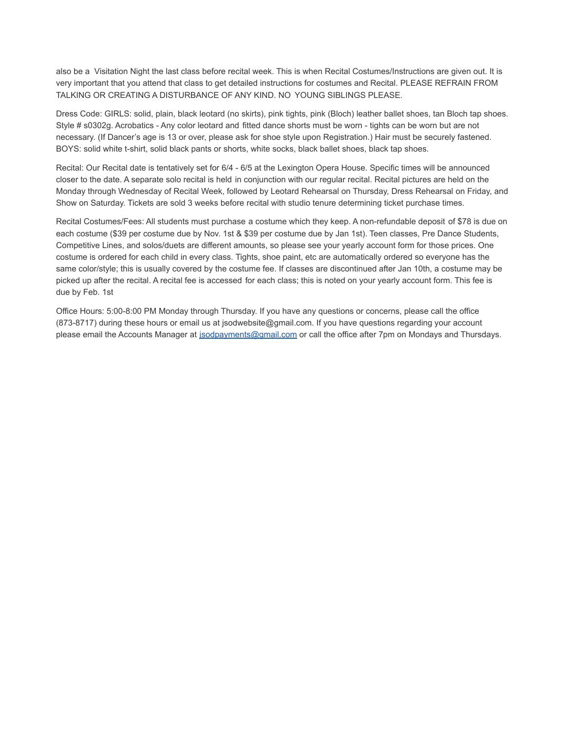also be a Visitation Night the last class before recital week. This is when Recital Costumes/Instructions are given out. It is very important that you attend that class to get detailed instructions for costumes and Recital. PLEASE REFRAIN FROM TALKING OR CREATING A DISTURBANCE OF ANY KIND. NO YOUNG SIBLINGS PLEASE.

Dress Code: GIRLS: solid, plain, black leotard (no skirts), pink tights, pink (Bloch) leather ballet shoes, tan Bloch tap shoes. Style # s0302g. Acrobatics - Any color leotard and fitted dance shorts must be worn - tights can be worn but are not necessary. (If Dancer's age is 13 or over, please ask for shoe style upon Registration.) Hair must be securely fastened. BOYS: solid white t-shirt, solid black pants or shorts, white socks, black ballet shoes, black tap shoes.

Recital: Our Recital date is tentatively set for 6/4 - 6/5 at the Lexington Opera House. Specific times will be announced closer to the date. A separate solo recital is held in conjunction with our regular recital. Recital pictures are held on the Monday through Wednesday of Recital Week, followed by Leotard Rehearsal on Thursday, Dress Rehearsal on Friday, and Show on Saturday. Tickets are sold 3 weeks before recital with studio tenure determining ticket purchase times.

Recital Costumes/Fees: All students must purchase a costume which they keep. A non-refundable deposit of $78 is due on each costume ($39 per costume due by Nov. 1st & $39 per costume due by Jan 1st). Teen classes, Pre Dance Students, Competitive Lines, and solos/duets are different amounts, so please see your yearly account form for those prices. One costume is ordered for each child in every class. Tights, shoe paint, etc are automatically ordered so everyone has the same color/style; this is usually covered by the costume fee. If classes are discontinued after Jan 10th, a costume may be picked up after the recital. A recital fee is accessed for each class; this is noted on your yearly account form. This fee is due by Feb. 1st

Office Hours: 5:00-8:00 PM Monday through Thursday. If you have any questions or concerns, please call the office (873-8717) during these hours or email us at jsodwebsite@gmail.com. If you have questions regarding your account please email the Accounts Manager at jsodpayments@gmail.com or call the office after 7pm on Mondays and Thursdays.